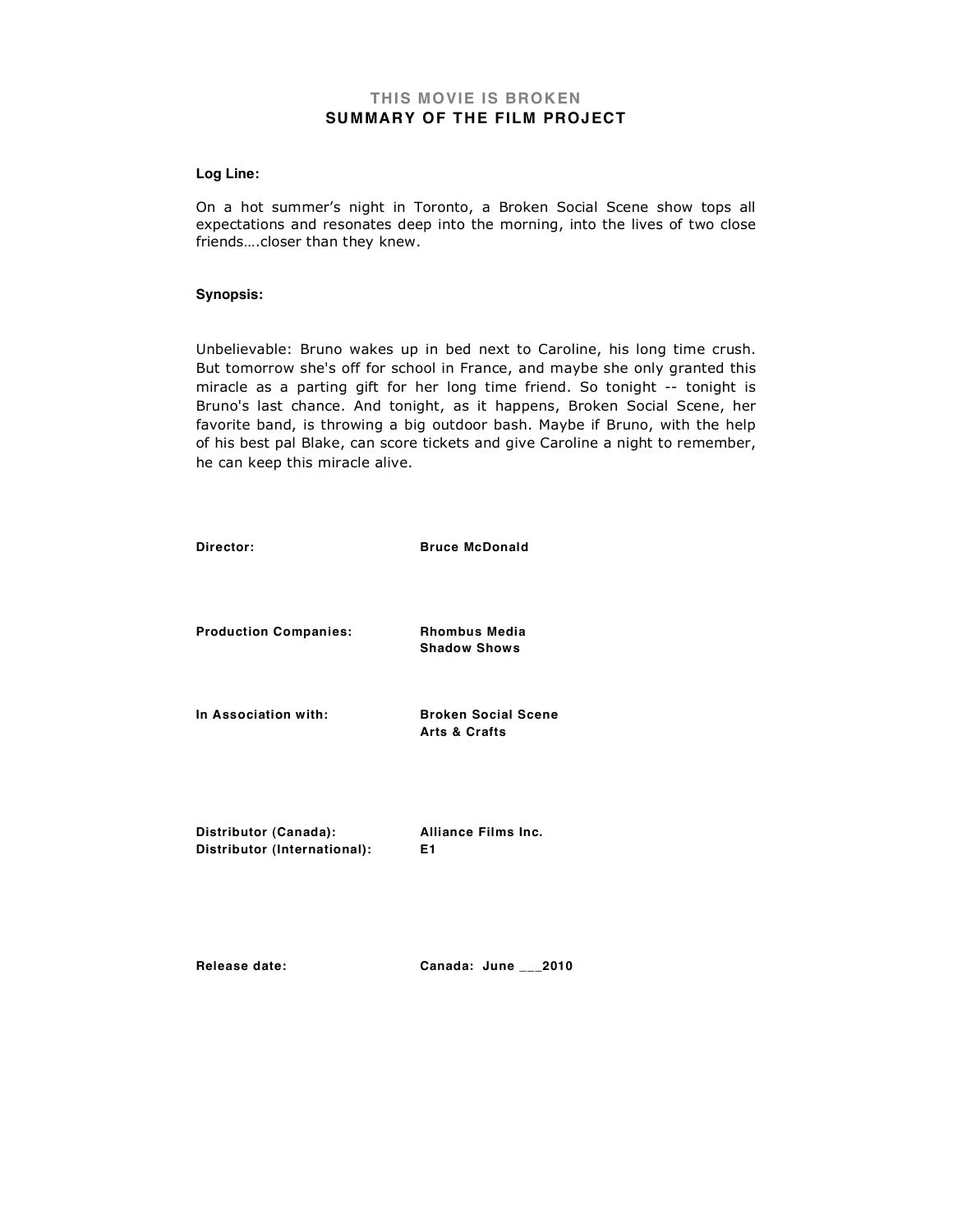# THIS MOVIE IS BROKEN
## SUMMARY OF THE FILM PROJECT

**Log Line:**

On a hot summer's night in Toronto, a Broken Social Scene show tops all expectations and resonates deep into the morning, into the lives of two close friends….closer than they knew.

**Synopsis:**

Unbelievable: Bruno wakes up in bed next to Caroline, his long time crush. But tomorrow she's off for school in France, and maybe she only granted this miracle as a parting gift for her long time friend. So tonight -- tonight is Bruno's last chance. And tonight, as it happens, Broken Social Scene, her favorite band, is throwing a big outdoor bash. Maybe if Bruno, with the help of his best pal Blake, can score tickets and give Caroline a night to remember, he can keep this miracle alive.

| | |
|---|---|
| **Director:** | **Bruce McDonald** |
| **Production Companies:** | **Rhombus Media**<br>**Shadow Shows** |
| **In Association with:** | **Broken Social Scene**<br>**Arts & Crafts** |
| **Distributor (Canada):** | **Alliance Films Inc.** |
| **Distributor (International):** | **E1** |
| **Release date:** | **Canada: June ___2010** |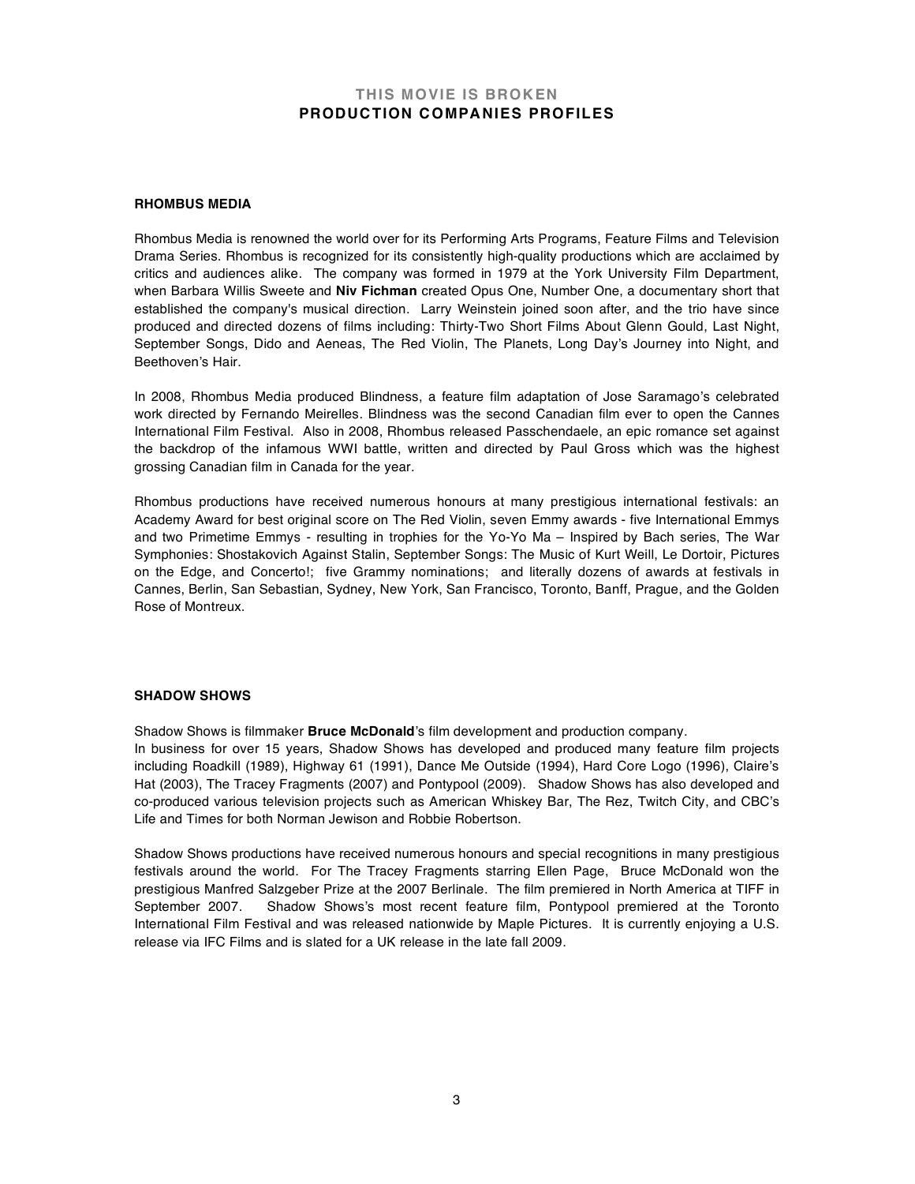## THIS MOVIE IS BROKEN
## PRODUCTION COMPANIES PROFILES

### RHOMBUS MEDIA

Rhombus Media is renowned the world over for its Performing Arts Programs, Feature Films and Television Drama Series. Rhombus is recognized for its consistently high-quality productions which are acclaimed by critics and audiences alike. The company was formed in 1979 at the York University Film Department, when Barbara Willis Sweete and **Niv Fichman** created Opus One, Number One, a documentary short that established the company's musical direction. Larry Weinstein joined soon after, and the trio have since produced and directed dozens of films including: Thirty-Two Short Films About Glenn Gould, Last Night, September Songs, Dido and Aeneas, The Red Violin, The Planets, Long Day's Journey into Night, and Beethoven's Hair.

In 2008, Rhombus Media produced Blindness, a feature film adaptation of Jose Saramago's celebrated work directed by Fernando Meirelles. Blindness was the second Canadian film ever to open the Cannes International Film Festival. Also in 2008, Rhombus released Passchendaele, an epic romance set against the backdrop of the infamous WWI battle, written and directed by Paul Gross which was the highest grossing Canadian film in Canada for the year.

Rhombus productions have received numerous honours at many prestigious international festivals: an Academy Award for best original score on The Red Violin, seven Emmy awards - five International Emmys and two Primetime Emmys - resulting in trophies for the Yo-Yo Ma – Inspired by Bach series, The War Symphonies: Shostakovich Against Stalin, September Songs: The Music of Kurt Weill, Le Dortoir, Pictures on the Edge, and Concerto!; five Grammy nominations; and literally dozens of awards at festivals in Cannes, Berlin, San Sebastian, Sydney, New York, San Francisco, Toronto, Banff, Prague, and the Golden Rose of Montreux.

### SHADOW SHOWS

Shadow Shows is filmmaker **Bruce McDonald**'s film development and production company.
In business for over 15 years, Shadow Shows has developed and produced many feature film projects including Roadkill (1989), Highway 61 (1991), Dance Me Outside (1994), Hard Core Logo (1996), Claire's Hat (2003), The Tracey Fragments (2007) and Pontypool (2009). Shadow Shows has also developed and co-produced various television projects such as American Whiskey Bar, The Rez, Twitch City, and CBC's Life and Times for both Norman Jewison and Robbie Robertson.

Shadow Shows productions have received numerous honours and special recognitions in many prestigious festivals around the world. For The Tracey Fragments starring Ellen Page, Bruce McDonald won the prestigious Manfred Salzgeber Prize at the 2007 Berlinale. The film premiered in North America at TIFF in September 2007. Shadow Shows's most recent feature film, Pontypool premiered at the Toronto International Film Festival and was released nationwide by Maple Pictures. It is currently enjoying a U.S. release via IFC Films and is slated for a UK release in the late fall 2009.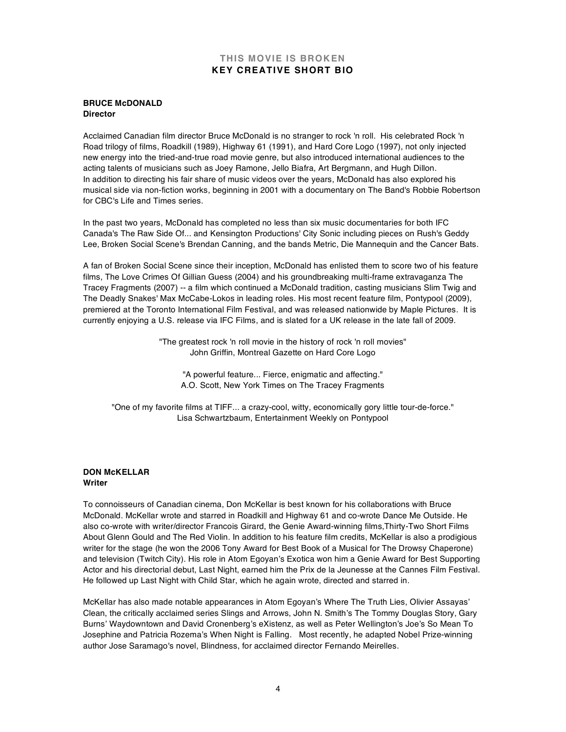## THIS MOVIE IS BROKEN
## KEY CREATIVE SHORT BIO

**BRUCE McDONALD**
**Director**

Acclaimed Canadian film director Bruce McDonald is no stranger to rock 'n roll. His celebrated Rock 'n Road trilogy of films, Roadkill (1989), Highway 61 (1991), and Hard Core Logo (1997), not only injected new energy into the tried-and-true road movie genre, but also introduced international audiences to the acting talents of musicians such as Joey Ramone, Jello Biafra, Art Bergmann, and Hugh Dillon.
In addition to directing his fair share of music videos over the years, McDonald has also explored his musical side via non-fiction works, beginning in 2001 with a documentary on The Band's Robbie Robertson for CBC's Life and Times series.

In the past two years, McDonald has completed no less than six music documentaries for both IFC Canada's The Raw Side Of... and Kensington Productions' City Sonic including pieces on Rush's Geddy Lee, Broken Social Scene's Brendan Canning, and the bands Metric, Die Mannequin and the Cancer Bats.

A fan of Broken Social Scene since their inception, McDonald has enlisted them to score two of his feature films, The Love Crimes Of Gillian Guess (2004) and his groundbreaking multi-frame extravaganza The Tracey Fragments (2007) -- a film which continued a McDonald tradition, casting musicians Slim Twig and The Deadly Snakes' Max McCabe-Lokos in leading roles. His most recent feature film, Pontypool (2009), premiered at the Toronto International Film Festival, and was released nationwide by Maple Pictures. It is currently enjoying a U.S. release via IFC Films, and is slated for a UK release in the late fall of 2009.

"The greatest rock 'n roll movie in the history of rock 'n roll movies"
John Griffin, Montreal Gazette on Hard Core Logo

"A powerful feature... Fierce, enigmatic and affecting."
A.O. Scott, New York Times on The Tracey Fragments

"One of my favorite films at TIFF... a crazy-cool, witty, economically gory little tour-de-force."
Lisa Schwartzbaum, Entertainment Weekly on Pontypool

**DON McKELLAR**
**Writer**

To connoisseurs of Canadian cinema, Don McKellar is best known for his collaborations with Bruce McDonald. McKellar wrote and starred in Roadkill and Highway 61 and co-wrote Dance Me Outside. He also co-wrote with writer/director Francois Girard, the Genie Award-winning films,Thirty-Two Short Films About Glenn Gould and The Red Violin. In addition to his feature film credits, McKellar is also a prodigious writer for the stage (he won the 2006 Tony Award for Best Book of a Musical for The Drowsy Chaperone) and television (Twitch City). His role in Atom Egoyan's Exotica won him a Genie Award for Best Supporting Actor and his directorial debut, Last Night, earned him the Prix de la Jeunesse at the Cannes Film Festival. He followed up Last Night with Child Star, which he again wrote, directed and starred in.

McKellar has also made notable appearances in Atom Egoyan's Where The Truth Lies, Olivier Assayas' Clean, the critically acclaimed series Slings and Arrows, John N. Smith's The Tommy Douglas Story, Gary Burns' Waydowntown and David Cronenberg's eXistenz, as well as Peter Wellington's Joe's So Mean To Josephine and Patricia Rozema's When Night is Falling. Most recently, he adapted Nobel Prize-winning author Jose Saramago's novel, Blindness, for acclaimed director Fernando Meirelles.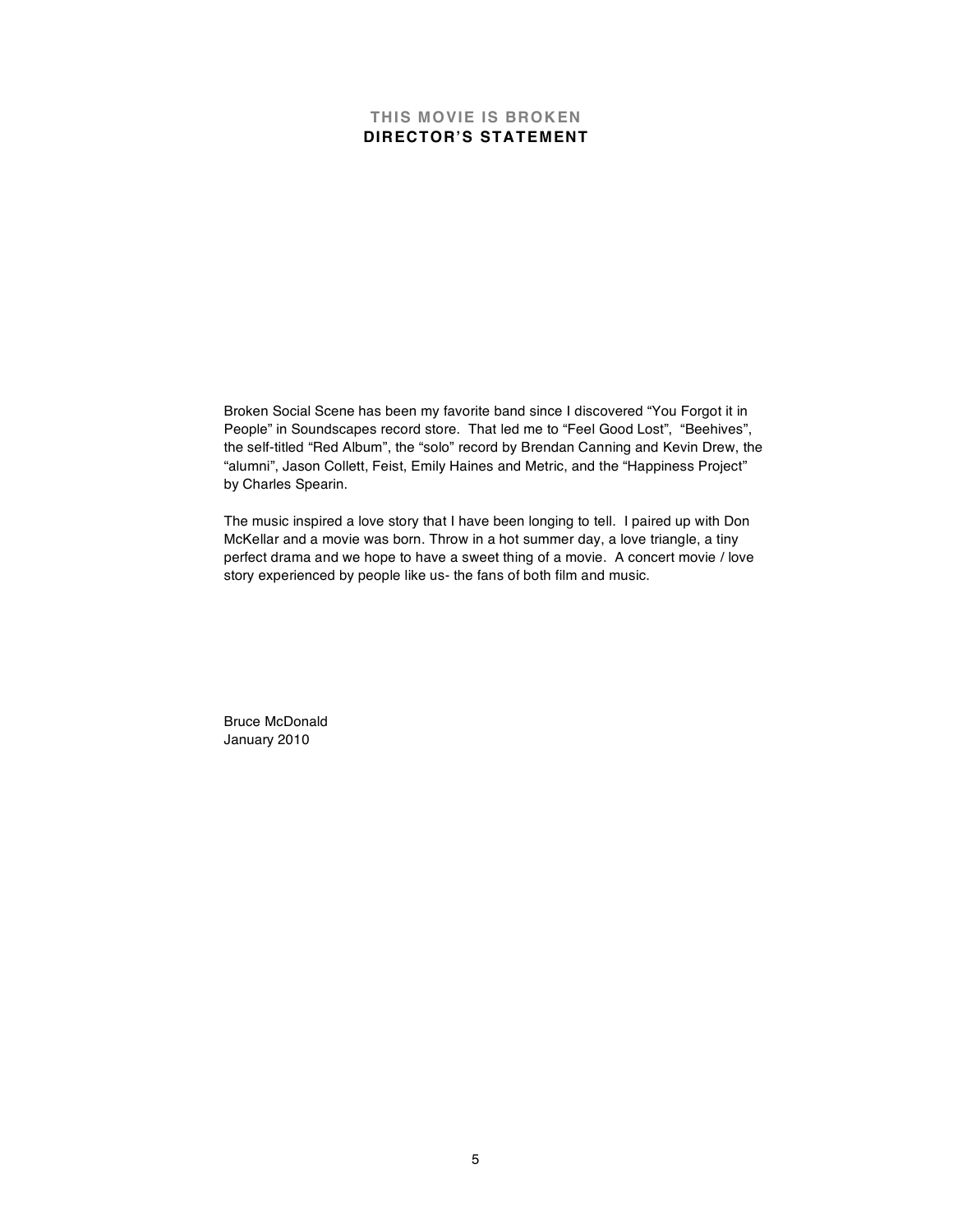## THIS MOVIE IS BROKEN
## DIRECTOR'S STATEMENT

Broken Social Scene has been my favorite band since I discovered "You Forgot it in People" in Soundscapes record store. That led me to "Feel Good Lost", "Beehives", the self-titled "Red Album", the "solo" record by Brendan Canning and Kevin Drew, the "alumni", Jason Collett, Feist, Emily Haines and Metric, and the "Happiness Project" by Charles Spearin.

The music inspired a love story that I have been longing to tell. I paired up with Don McKellar and a movie was born. Throw in a hot summer day, a love triangle, a tiny perfect drama and we hope to have a sweet thing of a movie. A concert movie / love story experienced by people like us- the fans of both film and music.

Bruce McDonald
January 2010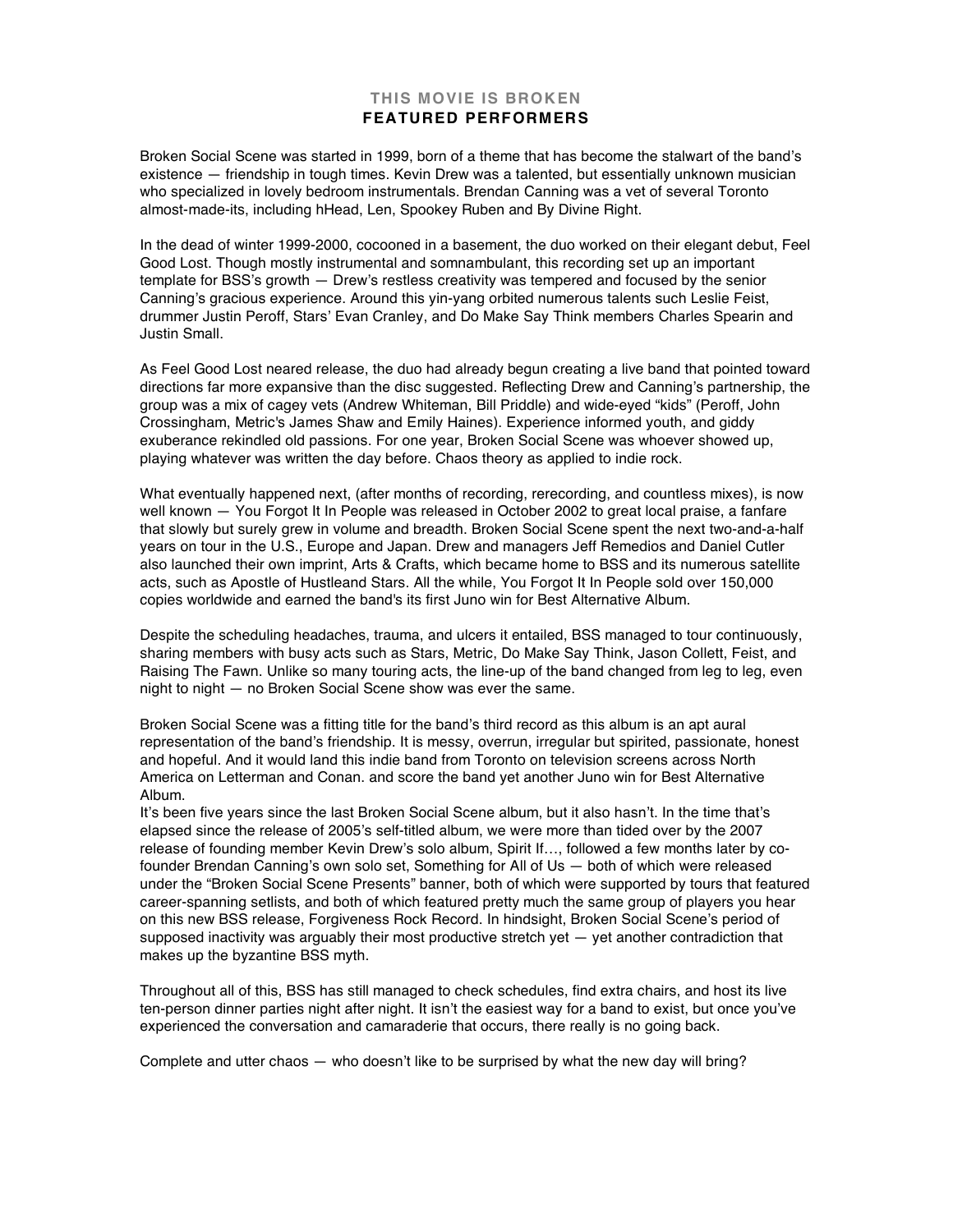# THIS MOVIE IS BROKEN
## FEATURED PERFORMERS

Broken Social Scene was started in 1999, born of a theme that has become the stalwart of the band's existence — friendship in tough times. Kevin Drew was a talented, but essentially unknown musician who specialized in lovely bedroom instrumentals. Brendan Canning was a vet of several Toronto almost-made-its, including hHead, Len, Spookey Ruben and By Divine Right.

In the dead of winter 1999-2000, cocooned in a basement, the duo worked on their elegant debut, Feel Good Lost. Though mostly instrumental and somnambulant, this recording set up an important template for BSS's growth — Drew's restless creativity was tempered and focused by the senior Canning's gracious experience. Around this yin-yang orbited numerous talents such Leslie Feist, drummer Justin Peroff, Stars' Evan Cranley, and Do Make Say Think members Charles Spearin and Justin Small.

As Feel Good Lost neared release, the duo had already begun creating a live band that pointed toward directions far more expansive than the disc suggested. Reflecting Drew and Canning's partnership, the group was a mix of cagey vets (Andrew Whiteman, Bill Priddle) and wide-eyed "kids" (Peroff, John Crossingham, Metric's James Shaw and Emily Haines). Experience informed youth, and giddy exuberance rekindled old passions. For one year, Broken Social Scene was whoever showed up, playing whatever was written the day before. Chaos theory as applied to indie rock.

What eventually happened next, (after months of recording, rerecording, and countless mixes), is now well known — You Forgot It In People was released in October 2002 to great local praise, a fanfare that slowly but surely grew in volume and breadth. Broken Social Scene spent the next two-and-a-half years on tour in the U.S., Europe and Japan. Drew and managers Jeff Remedios and Daniel Cutler also launched their own imprint, Arts & Crafts, which became home to BSS and its numerous satellite acts, such as Apostle of Hustleand Stars. All the while, You Forgot It In People sold over 150,000 copies worldwide and earned the band's its first Juno win for Best Alternative Album.

Despite the scheduling headaches, trauma, and ulcers it entailed, BSS managed to tour continuously, sharing members with busy acts such as Stars, Metric, Do Make Say Think, Jason Collett, Feist, and Raising The Fawn. Unlike so many touring acts, the line-up of the band changed from leg to leg, even night to night — no Broken Social Scene show was ever the same.

Broken Social Scene was a fitting title for the band's third record as this album is an apt aural representation of the band's friendship. It is messy, overrun, irregular but spirited, passionate, honest and hopeful. And it would land this indie band from Toronto on television screens across North America on Letterman and Conan. and score the band yet another Juno win for Best Alternative Album.

It's been five years since the last Broken Social Scene album, but it also hasn't. In the time that's elapsed since the release of 2005's self-titled album, we were more than tided over by the 2007 release of founding member Kevin Drew's solo album, Spirit If…, followed a few months later by co-founder Brendan Canning's own solo set, Something for All of Us — both of which were released under the "Broken Social Scene Presents" banner, both of which were supported by tours that featured career-spanning setlists, and both of which featured pretty much the same group of players you hear on this new BSS release, Forgiveness Rock Record. In hindsight, Broken Social Scene's period of supposed inactivity was arguably their most productive stretch yet — yet another contradiction that makes up the byzantine BSS myth.

Throughout all of this, BSS has still managed to check schedules, find extra chairs, and host its live ten-person dinner parties night after night. It isn't the easiest way for a band to exist, but once you've experienced the conversation and camaraderie that occurs, there really is no going back.

Complete and utter chaos — who doesn't like to be surprised by what the new day will bring?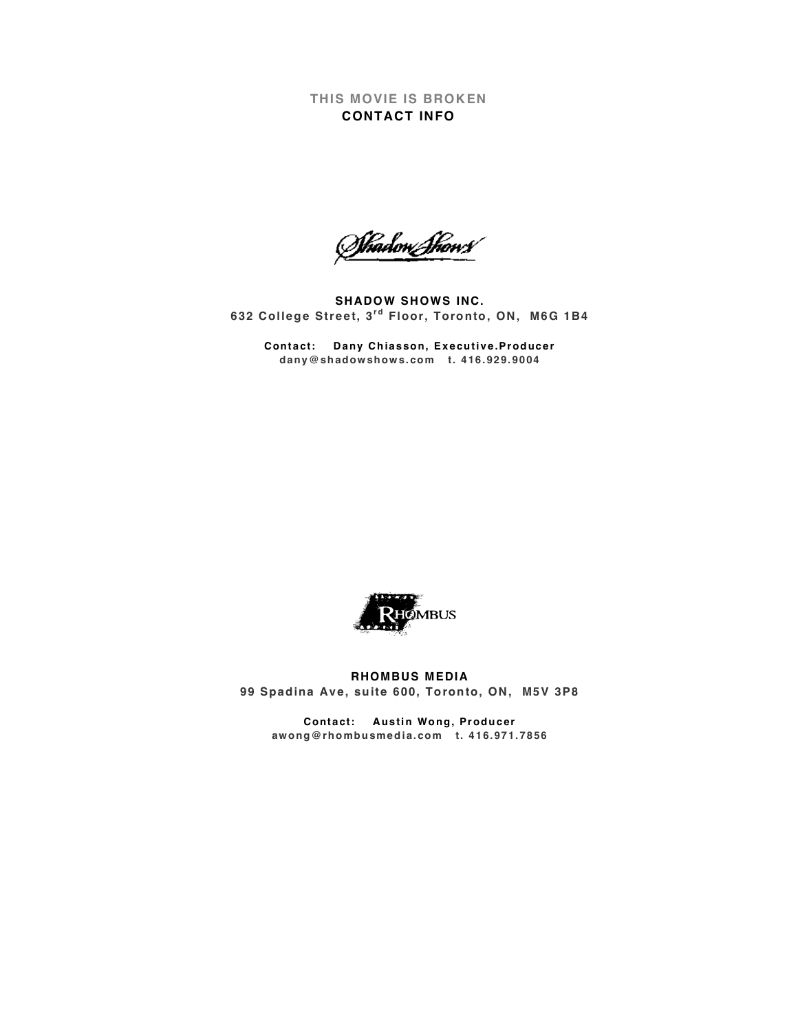**THIS MOVIE IS BROKEN**
**CONTACT INFO**

**SHADOW SHOWS INC.**
**632 College Street, 3rd Floor, Toronto, ON, M6G 1B4**

**Contact: Dany Chiasson, Executive.Producer**
**dany@shadowshows.com t. 416.929.9004**

**RHOMBUS MEDIA**
**99 Spadina Ave, suite 600, Toronto, ON, M5V 3P8**

**Contact: Austin Wong, Producer**
**awong@rhombusmedia.com t. 416.971.7856**